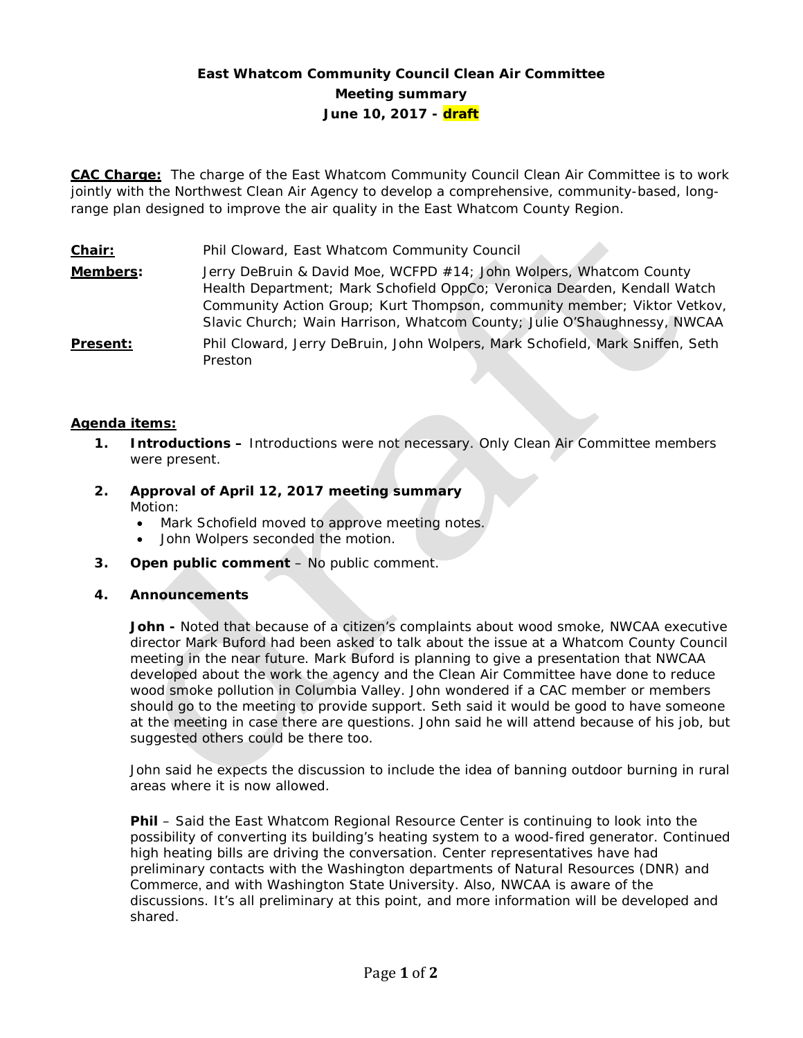**East Whatcom Community Council Clean Air Committee**
**Meeting summary**
**June 10, 2017 - draft**

**CAC Charge:** The charge of the East Whatcom Community Council Clean Air Committee is to work jointly with the Northwest Clean Air Agency to develop a comprehensive, community-based, long-range plan designed to improve the air quality in the East Whatcom County Region.

**Chair:** Phil Cloward, East Whatcom Community Council

**Members:** Jerry DeBruin & David Moe, WCFPD #14; John Wolpers, Whatcom County Health Department; Mark Schofield OppCo; Veronica Dearden, Kendall Watch Community Action Group; Kurt Thompson, community member; Viktor Vetkov, Slavic Church; Wain Harrison, Whatcom County; Julie O'Shaughnessy, NWCAA

**Present:** Phil Cloward, Jerry DeBruin, John Wolpers, Mark Schofield, Mark Sniffen, Seth Preston

**Agenda items:**

1. **Introductions –** Introductions were not necessary. Only Clean Air Committee members were present.

2. **Approval of April 12, 2017 meeting summary**
   Motion:
   - Mark Schofield moved to approve meeting notes.
   - John Wolpers seconded the motion.

3. **Open public comment** – No public comment.

4. **Announcements**

   **John -** Noted that because of a citizen's complaints about wood smoke, NWCAA executive director Mark Buford had been asked to talk about the issue at a Whatcom County Council meeting in the near future. Mark Buford is planning to give a presentation that NWCAA developed about the work the agency and the Clean Air Committee have done to reduce wood smoke pollution in Columbia Valley. John wondered if a CAC member or members should go to the meeting to provide support. Seth said it would be good to have someone at the meeting in case there are questions. John said he will attend because of his job, but suggested others could be there too.

   John said he expects the discussion to include the idea of banning outdoor burning in rural areas where it is now allowed.

   **Phil** – Said the East Whatcom Regional Resource Center is continuing to look into the possibility of converting its building's heating system to a wood-fired generator. Continued high heating bills are driving the conversation. Center representatives have had preliminary contacts with the Washington departments of Natural Resources (DNR) and Commerce, and with Washington State University. Also, NWCAA is aware of the discussions. It's all preliminary at this point, and more information will be developed and shared.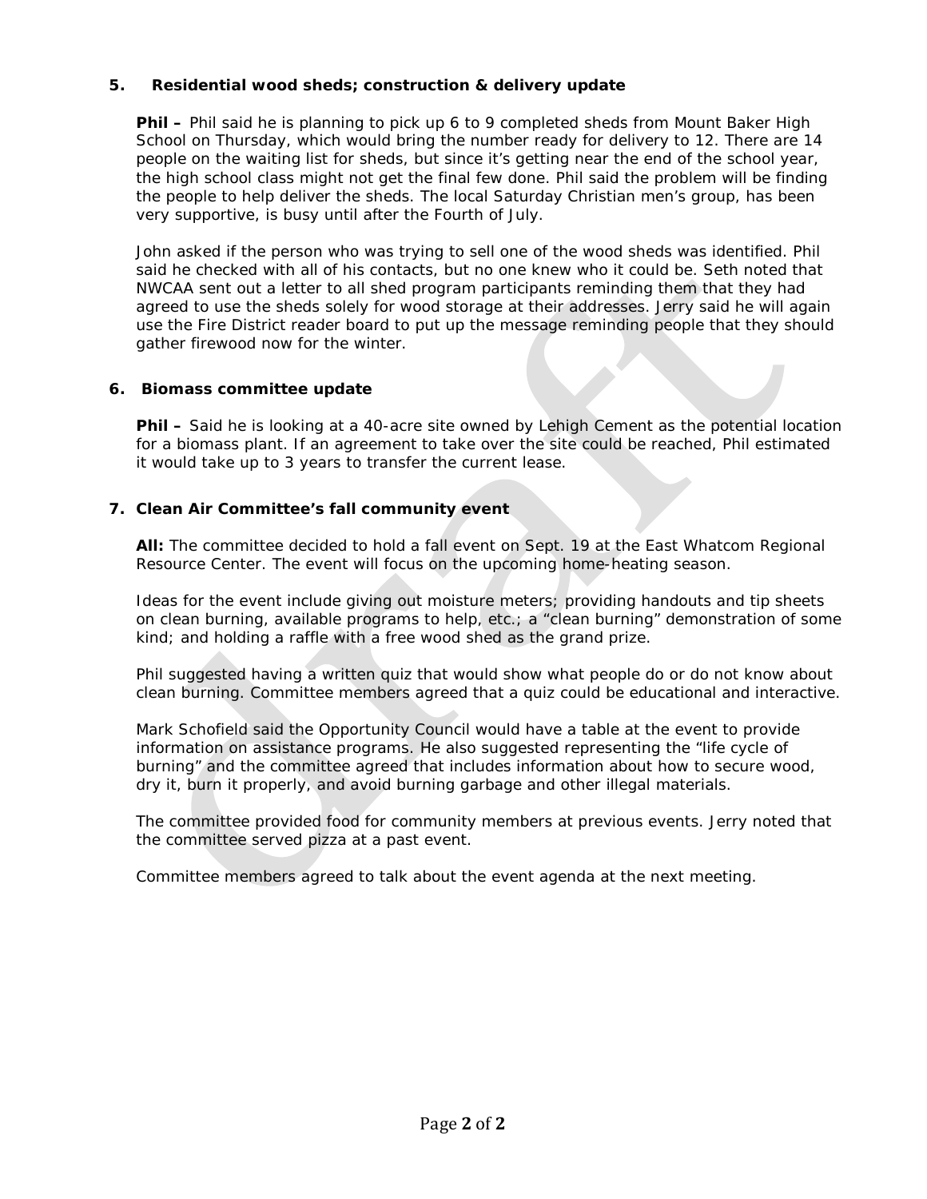## 5. Residential wood sheds; construction & delivery update

**Phil –** Phil said he is planning to pick up 6 to 9 completed sheds from Mount Baker High School on Thursday, which would bring the number ready for delivery to 12. There are 14 people on the waiting list for sheds, but since it's getting near the end of the school year, the high school class might not get the final few done. Phil said the problem will be finding the people to help deliver the sheds. The local Saturday Christian men's group, has been very supportive, is busy until after the Fourth of July.

John asked if the person who was trying to sell one of the wood sheds was identified. Phil said he checked with all of his contacts, but no one knew who it could be. Seth noted that NWCAA sent out a letter to all shed program participants reminding them that they had agreed to use the sheds solely for wood storage at their addresses. Jerry said he will again use the Fire District reader board to put up the message reminding people that they should gather firewood now for the winter.

## 6. Biomass committee update

**Phil –** Said he is looking at a 40-acre site owned by Lehigh Cement as the potential location for a biomass plant. If an agreement to take over the site could be reached, Phil estimated it would take up to 3 years to transfer the current lease.

## 7. Clean Air Committee's fall community event

**All:** The committee decided to hold a fall event on Sept. 19 at the East Whatcom Regional Resource Center. The event will focus on the upcoming home-heating season.

Ideas for the event include giving out moisture meters; providing handouts and tip sheets on clean burning, available programs to help, etc.; a "clean burning" demonstration of some kind; and holding a raffle with a free wood shed as the grand prize.

Phil suggested having a written quiz that would show what people do or do not know about clean burning. Committee members agreed that a quiz could be educational and interactive.

Mark Schofield said the Opportunity Council would have a table at the event to provide information on assistance programs. He also suggested representing the "life cycle of burning" and the committee agreed that includes information about how to secure wood, dry it, burn it properly, and avoid burning garbage and other illegal materials.

The committee provided food for community members at previous events. Jerry noted that the committee served pizza at a past event.

Committee members agreed to talk about the event agenda at the next meeting.